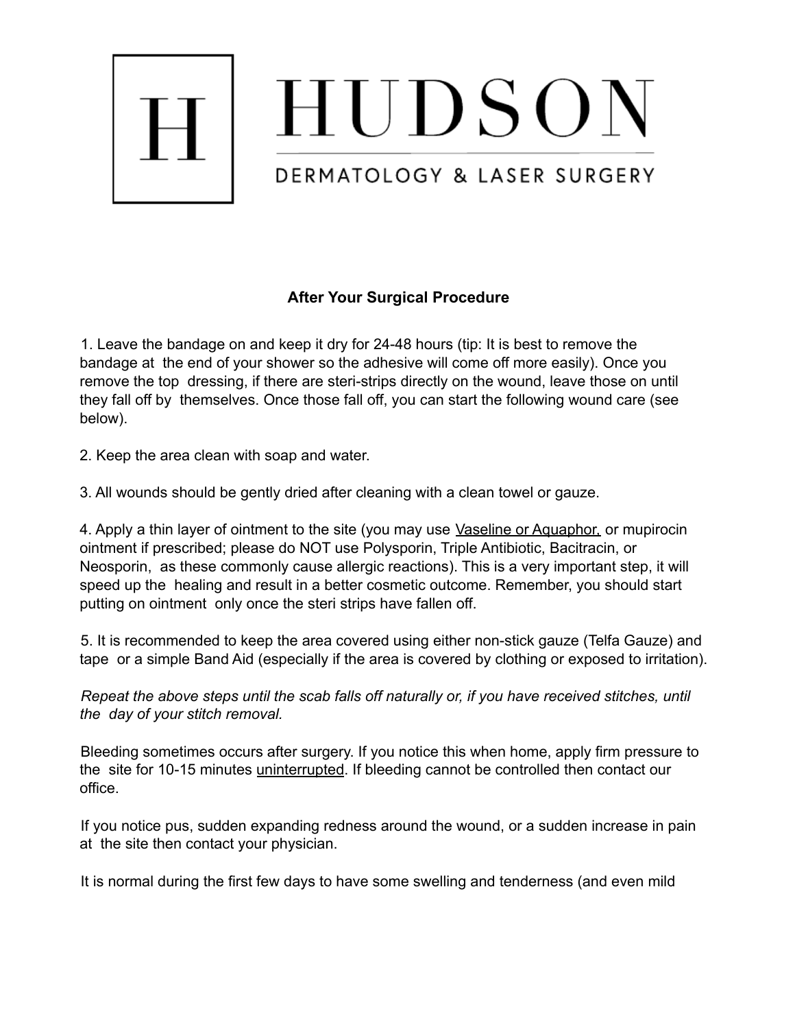# HUDSON

DERMATOLOGY & LASER SURGERY

## After Your Surgical Procedure

1. Leave the bandage on and keep it dry for 24-48 hours (tip: It is best to remove the bandage at the end of your shower so the adhesive will come off more easily). Once you remove the top dressing, if there are steri-strips directly on the wound, leave those on until they fall off by themselves. Once those fall off, you can start the following wound care (see below).

2. Keep the area clean with soap and water.

3. All wounds should be gently dried after cleaning with a clean towel or gauze.

4. Apply a thin layer of ointment to the site (you may use <u>Vaseline or Aquaphor,</u> or mupirocin ointment if prescribed; please do NOT use Polysporin, Triple Antibiotic, Bacitracin, or Neosporin, as these commonly cause allergic reactions). This is a very important step, it will speed up the healing and result in a better cosmetic outcome. Remember, you should start putting on ointment only once the steri strips have fallen off.

5. It is recommended to keep the area covered using either non-stick gauze (Telfa Gauze) and tape or a simple Band Aid (especially if the area is covered by clothing or exposed to irritation).

*Repeat the above steps until the scab falls off naturally or, if you have received stitches, until the day of your stitch removal.*

Bleeding sometimes occurs after surgery. If you notice this when home, apply firm pressure to the site for 10-15 minutes <u>uninterrupted</u>. If bleeding cannot be controlled then contact our office.

If you notice pus, sudden expanding redness around the wound, or a sudden increase in pain at the site then contact your physician.

It is normal during the first few days to have some swelling and tenderness (and even mild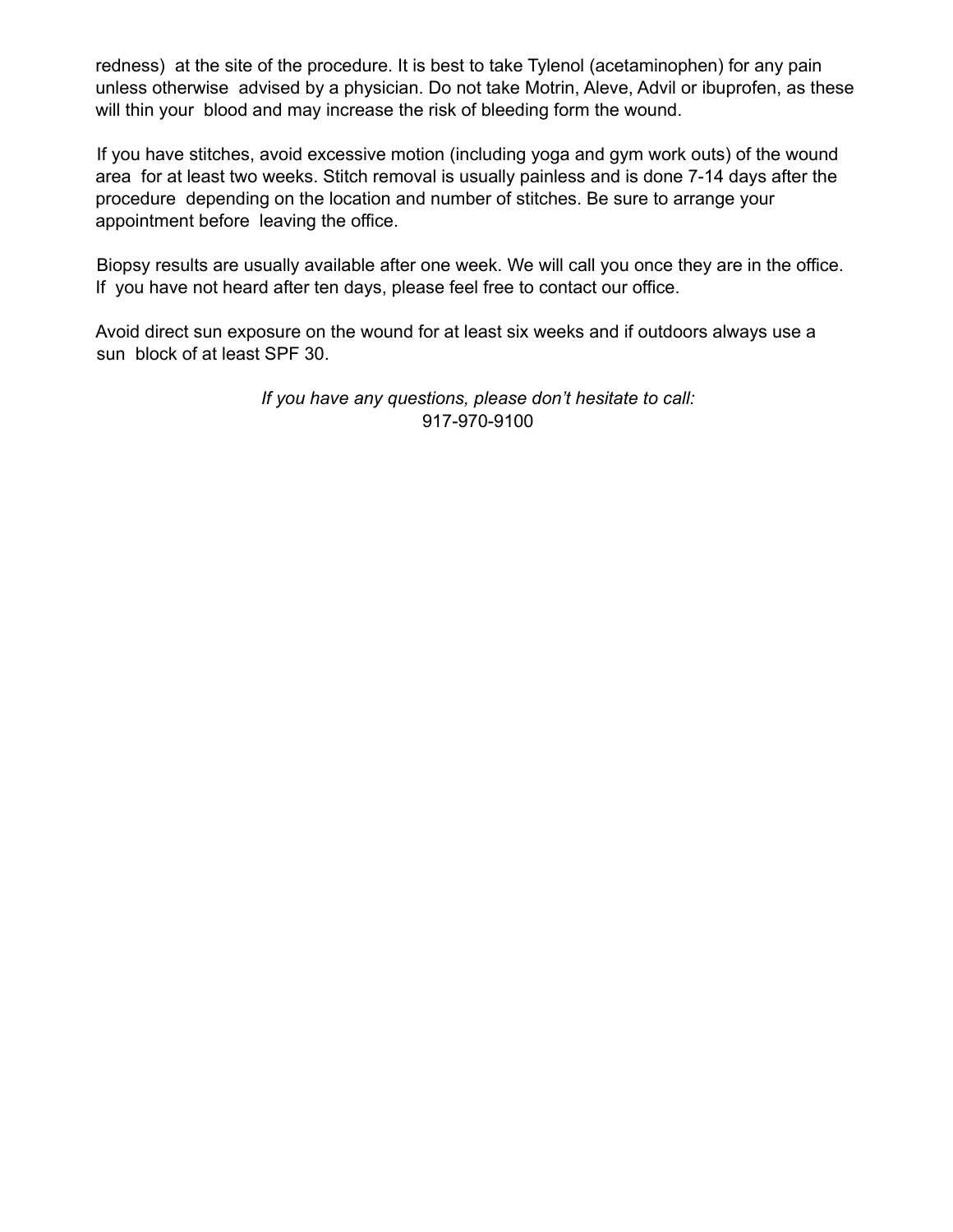redness) at the site of the procedure. It is best to take Tylenol (acetaminophen) for any pain unless otherwise advised by a physician. Do not take Motrin, Aleve, Advil or ibuprofen, as these will thin your blood and may increase the risk of bleeding form the wound.

If you have stitches, avoid excessive motion (including yoga and gym work outs) of the wound area for at least two weeks. Stitch removal is usually painless and is done 7-14 days after the procedure depending on the location and number of stitches. Be sure to arrange your appointment before leaving the office.

Biopsy results are usually available after one week. We will call you once they are in the office. If you have not heard after ten days, please feel free to contact our office.

Avoid direct sun exposure on the wound for at least six weeks and if outdoors always use a sun block of at least SPF 30.

*If you have any questions, please don't hesitate to call:*
917-970-9100